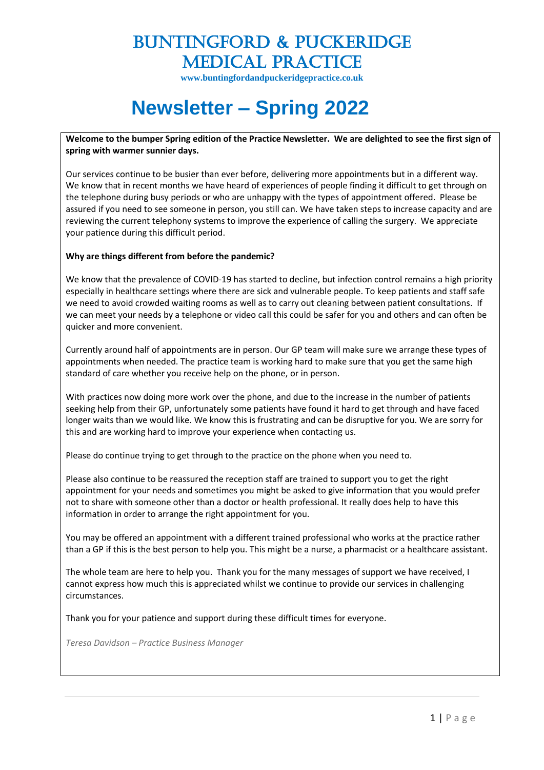# BUNTINGFORD & PUCKERIDGE MEDICAL PRACTICE

**www.buntingfordandpuckeridgepractice.co.uk**

# Newsletter – Spring 2022

**Welcome to the bumper Spring edition of the Practice Newsletter. We are delighted to see the first sign of spring with warmer sunnier days.**

Our services continue to be busier than ever before, delivering more appointments but in a different way. We know that in recent months we have heard of experiences of people finding it difficult to get through on the telephone during busy periods or who are unhappy with the types of appointment offered. Please be assured if you need to see someone in person, you still can. We have taken steps to increase capacity and are reviewing the current telephony systems to improve the experience of calling the surgery. We appreciate your patience during this difficult period.

**Why are things different from before the pandemic?**

We know that the prevalence of COVID-19 has started to decline, but infection control remains a high priority especially in healthcare settings where there are sick and vulnerable people. To keep patients and staff safe we need to avoid crowded waiting rooms as well as to carry out cleaning between patient consultations. If we can meet your needs by a telephone or video call this could be safer for you and others and can often be quicker and more convenient.

Currently around half of appointments are in person. Our GP team will make sure we arrange these types of appointments when needed. The practice team is working hard to make sure that you get the same high standard of care whether you receive help on the phone, or in person.

With practices now doing more work over the phone, and due to the increase in the number of patients seeking help from their GP, unfortunately some patients have found it hard to get through and have faced longer waits than we would like. We know this is frustrating and can be disruptive for you. We are sorry for this and are working hard to improve your experience when contacting us.

Please do continue trying to get through to the practice on the phone when you need to.

Please also continue to be reassured the reception staff are trained to support you to get the right appointment for your needs and sometimes you might be asked to give information that you would prefer not to share with someone other than a doctor or health professional. It really does help to have this information in order to arrange the right appointment for you.

You may be offered an appointment with a different trained professional who works at the practice rather than a GP if this is the best person to help you. This might be a nurse, a pharmacist or a healthcare assistant.

The whole team are here to help you. Thank you for the many messages of support we have received, I cannot express how much this is appreciated whilst we continue to provide our services in challenging circumstances.

Thank you for your patience and support during these difficult times for everyone.

*Teresa Davidson – Practice Business Manager*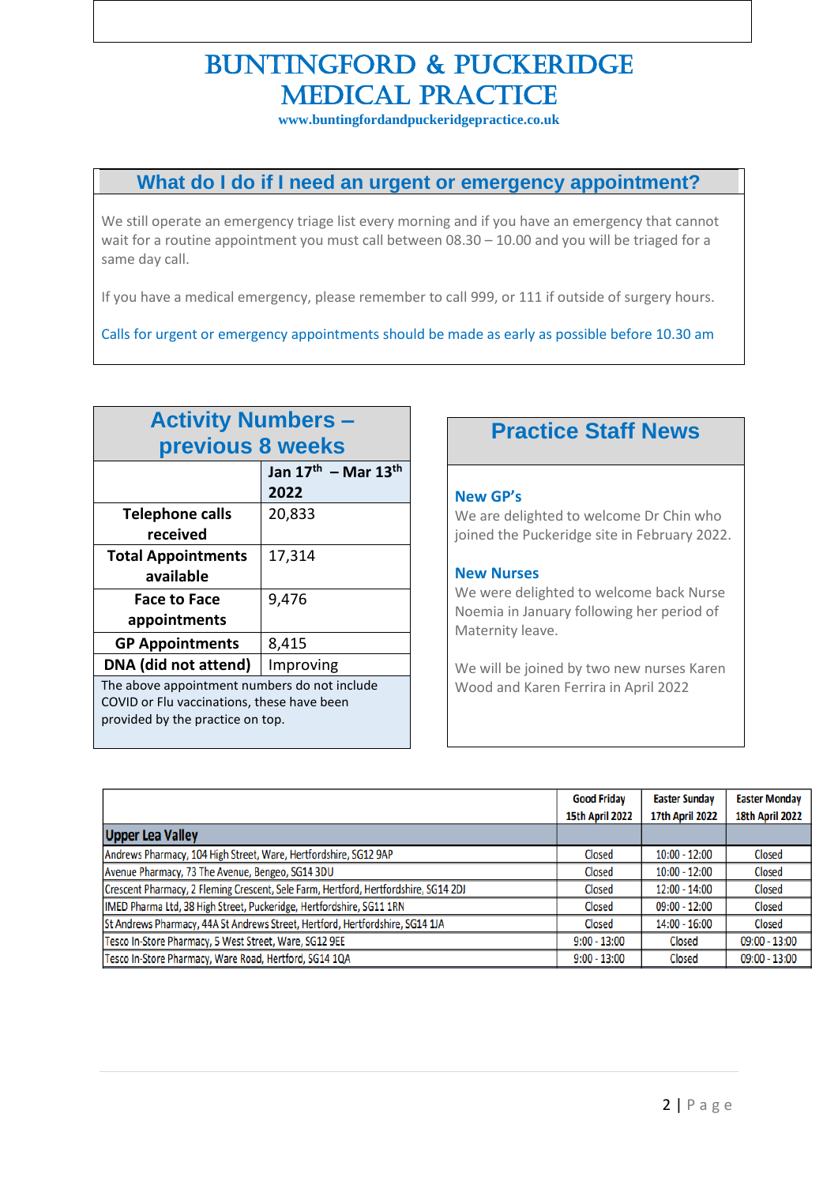# BUNTINGFORD & PUCKERIDGE MEDICAL PRACTICE

www.buntingfordandpuckeridgepractice.co.uk

## What do I do if I need an urgent or emergency appointment?

We still operate an emergency triage list every morning and if you have an emergency that cannot wait for a routine appointment you must call between 08.30 – 10.00 and you will be triaged for a same day call.

If you have a medical emergency, please remember to call 999, or 111 if outside of surgery hours.

Calls for urgent or emergency appointments should be made as early as possible before 10.30 am

## Activity Numbers – previous 8 weeks

| | Jan 17th – Mar 13th 2022 |
|---|---|
| **Telephone calls received** | 20,833 |
| **Total Appointments available** | 17,314 |
| **Face to Face appointments** | 9,476 |
| **GP Appointments** | 8,415 |
| **DNA (did not attend)** | Improving |

The above appointment numbers do not include COVID or Flu vaccinations, these have been provided by the practice on top.

## Practice Staff News

### New GP's

We are delighted to welcome Dr Chin who joined the Puckeridge site in February 2022.

### New Nurses

We were delighted to welcome back Nurse Noemia in January following her period of Maternity leave.

We will be joined by two new nurses Karen Wood and Karen Ferrira in April 2022

| | Good Friday 15th April 2022 | Easter Sunday 17th April 2022 | Easter Monday 18th April 2022 |
|---|---|---|---|
| **Upper Lea Valley** | | | |
| Andrews Pharmacy, 104 High Street, Ware, Hertfordshire, SG12 9AP | Closed | 10:00 - 12:00 | Closed |
| Avenue Pharmacy, 73 The Avenue, Bengeo, SG14 3DU | Closed | 10:00 - 12:00 | Closed |
| Crescent Pharmacy, 2 Fleming Crescent, Sele Farm, Hertford, Hertfordshire, SG14 2DJ | Closed | 12:00 - 14:00 | Closed |
| IMED Pharma Ltd, 38 High Street, Puckeridge, Hertfordshire, SG11 1RN | Closed | 09:00 - 12:00 | Closed |
| St Andrews Pharmacy, 44A St Andrews Street, Hertford, Hertfordshire, SG14 1JA | Closed | 14:00 - 16:00 | Closed |
| Tesco In-Store Pharmacy, 5 West Street, Ware, SG12 9EE | 9:00 - 13:00 | Closed | 09:00 - 13:00 |
| Tesco In-Store Pharmacy, Ware Road, Hertford, SG14 1QA | 9:00 - 13:00 | Closed | 09:00 - 13:00 |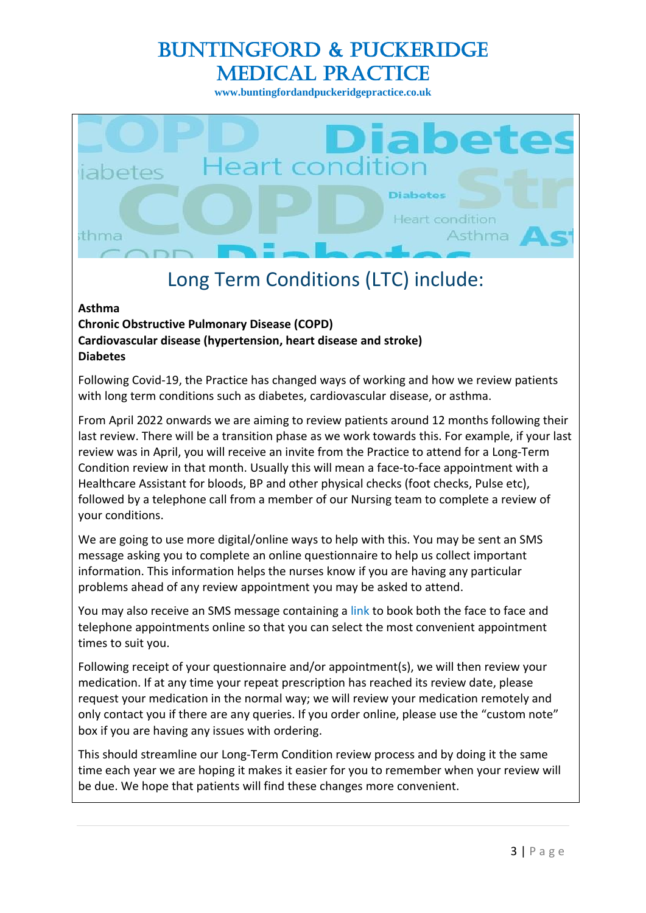## Long Term Conditions (LTC) include:

**Asthma**
**Chronic Obstructive Pulmonary Disease (COPD)**
**Cardiovascular disease (hypertension, heart disease and stroke)**
**Diabetes**

Following Covid-19, the Practice has changed ways of working and how we review patients with long term conditions such as diabetes, cardiovascular disease, or asthma.

From April 2022 onwards we are aiming to review patients around 12 months following their last review. There will be a transition phase as we work towards this. For example, if your last review was in April, you will receive an invite from the Practice to attend for a Long-Term Condition review in that month. Usually this will mean a face-to-face appointment with a Healthcare Assistant for bloods, BP and other physical checks (foot checks, Pulse etc), followed by a telephone call from a member of our Nursing team to complete a review of your conditions.

We are going to use more digital/online ways to help with this. You may be sent an SMS message asking you to complete an online questionnaire to help us collect important information. This information helps the nurses know if you are having any particular problems ahead of any review appointment you may be asked to attend.

You may also receive an SMS message containing a link to book both the face to face and telephone appointments online so that you can select the most convenient appointment times to suit you.

Following receipt of your questionnaire and/or appointment(s), we will then review your medication. If at any time your repeat prescription has reached its review date, please request your medication in the normal way; we will review your medication remotely and only contact you if there are any queries. If you order online, please use the "custom note" box if you are having any issues with ordering.

This should streamline our Long-Term Condition review process and by doing it the same time each year we are hoping it makes it easier for you to remember when your review will be due. We hope that patients will find these changes more convenient.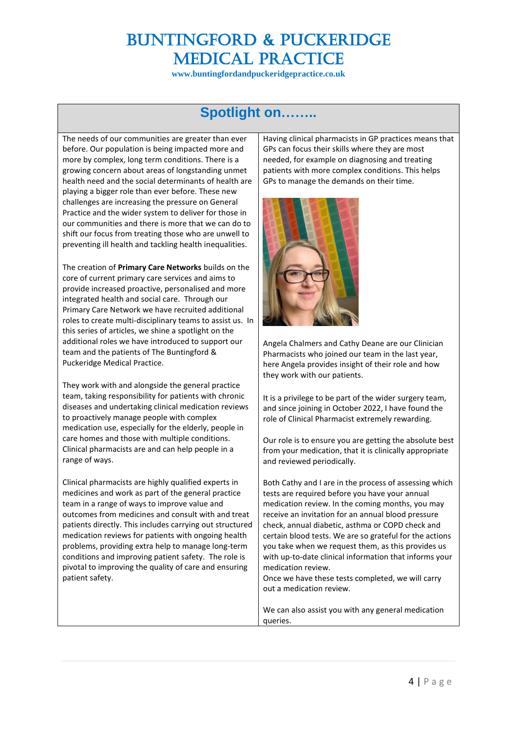# Buntingford & Puckeridge Medical Practice

www.buntingfordandpuckeridgepractice.co.uk

## Spotlight on……..

The needs of our communities are greater than ever before. Our population is being impacted more and more by complex, long term conditions. There is a growing concern about areas of longstanding unmet health need and the social determinants of health are playing a bigger role than ever before. These new challenges are increasing the pressure on General Practice and the wider system to deliver for those in our communities and there is more that we can do to shift our focus from treating those who are unwell to preventing ill health and tackling health inequalities.

The creation of **Primary Care Networks** builds on the core of current primary care services and aims to provide increased proactive, personalised and more integrated health and social care. Through our Primary Care Network we have recruited additional roles to create multi-disciplinary teams to assist us. In this series of articles, we shine a spotlight on the additional roles we have introduced to support our team and the patients of The Buntingford & Puckeridge Medical Practice.

They work with and alongside the general practice team, taking responsibility for patients with chronic diseases and undertaking clinical medication reviews to proactively manage people with complex medication use, especially for the elderly, people in care homes and those with multiple conditions. Clinical pharmacists are and can help people in a range of ways.

Clinical pharmacists are highly qualified experts in medicines and work as part of the general practice team in a range of ways to improve value and outcomes from medicines and consult with and treat patients directly. This includes carrying out structured medication reviews for patients with ongoing health problems, providing extra help to manage long-term conditions and improving patient safety. The role is pivotal to improving the quality of care and ensuring patient safety.

Having clinical pharmacists in GP practices means that GPs can focus their skills where they are most needed, for example on diagnosing and treating patients with more complex conditions. This helps GPs to manage the demands on their time.

Angela Chalmers and Cathy Deane are our Clinician Pharmacists who joined our team in the last year, here Angela provides insight of their role and how they work with our patients.

It is a privilege to be part of the wider surgery team, and since joining in October 2022, I have found the role of Clinical Pharmacist extremely rewarding.

Our role is to ensure you are getting the absolute best from your medication, that it is clinically appropriate and reviewed periodically.

Both Cathy and I are in the process of assessing which tests are required before you have your annual medication review. In the coming months, you may receive an invitation for an annual blood pressure check, annual diabetic, asthma or COPD check and certain blood tests. We are so grateful for the actions you take when we request them, as this provides us with up-to-date clinical information that informs your medication review.
Once we have these tests completed, we will carry out a medication review.

We can also assist you with any general medication queries.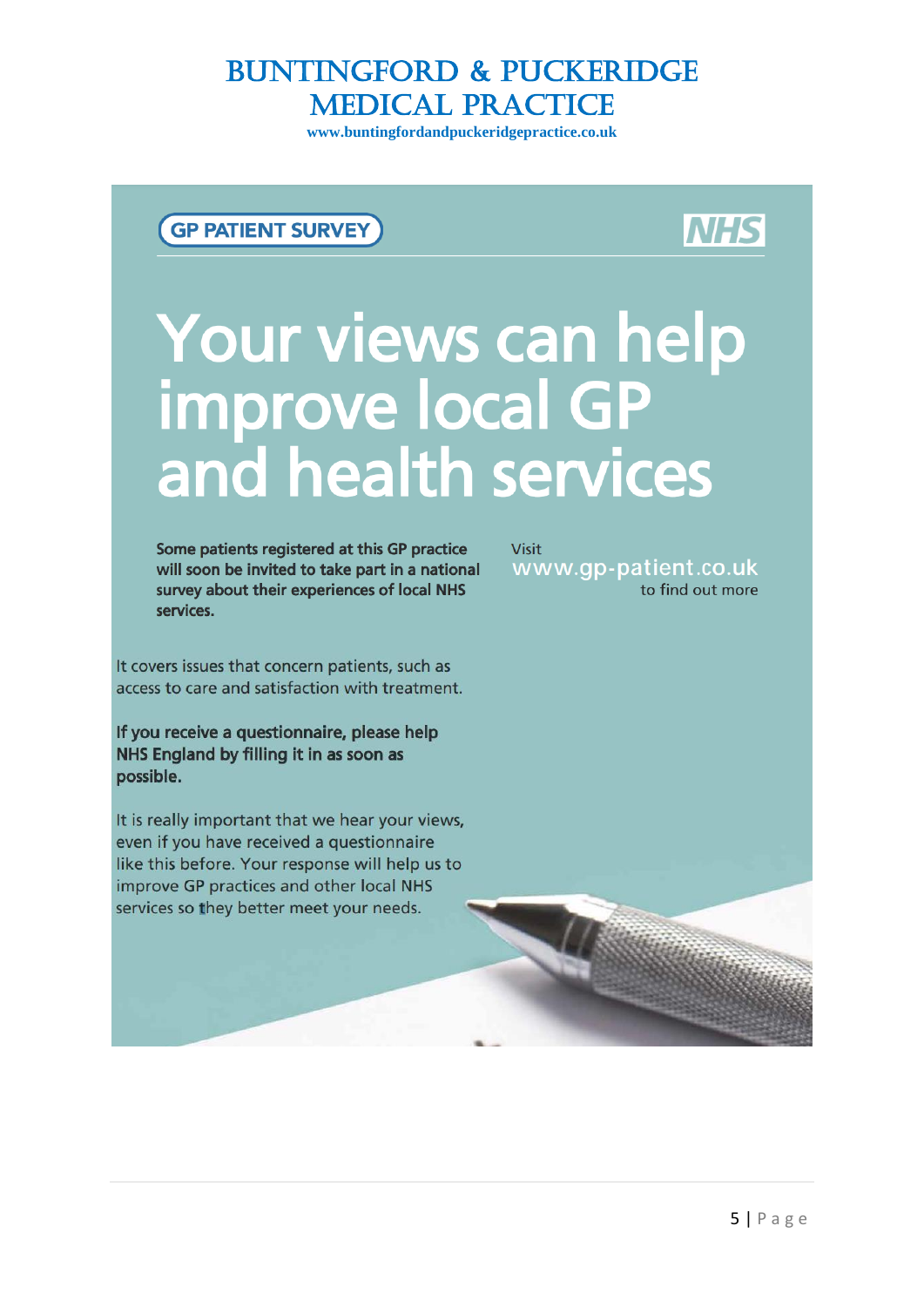# BUNTINGFORD & PUCKERIDGE MEDICAL PRACTICE

**www.buntingfordandpuckeridgepractice.co.uk**

GP PATIENT SURVEY

NHS

## Your views can help improve local GP and health services

**Some patients registered at this GP practice will soon be invited to take part in a national survey about their experiences of local NHS services.**

Visit www.gp-patient.co.uk to find out more

It covers issues that concern patients, such as access to care and satisfaction with treatment.

**If you receive a questionnaire, please help NHS England by filling it in as soon as possible.**

It is really important that we hear your views, even if you have received a questionnaire like this before. Your response will help us to improve GP practices and other local NHS services so they better meet your needs.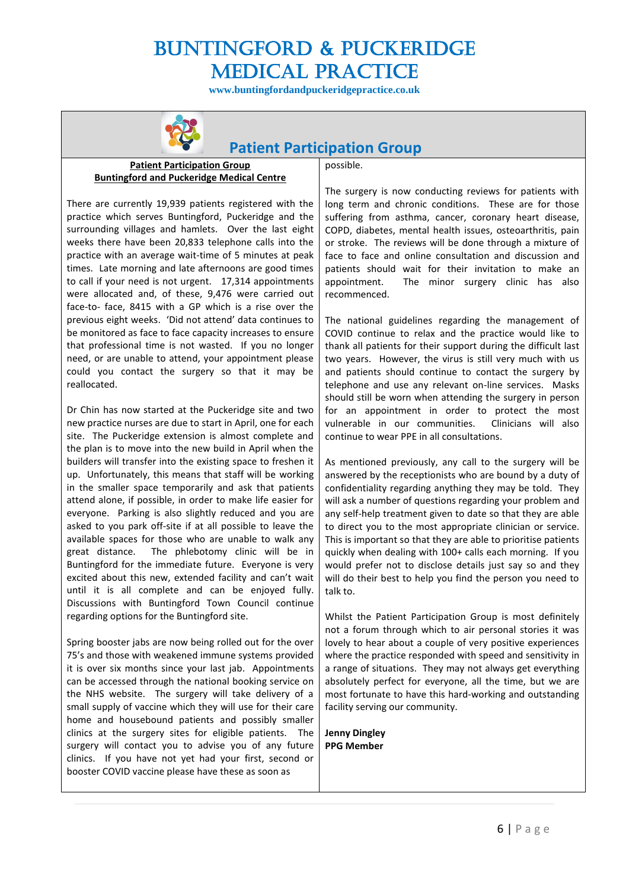# BUNTINGFORD & PUCKERIDGE MEDICAL PRACTICE

**www.buntingfordandpuckeridgepractice.co.uk**

## Patient Participation Group

**Patient Participation Group**
**Buntingford and Puckeridge Medical Centre**

There are currently 19,939 patients registered with the practice which serves Buntingford, Puckeridge and the surrounding villages and hamlets. Over the last eight weeks there have been 20,833 telephone calls into the practice with an average wait-time of 5 minutes at peak times. Late morning and late afternoons are good times to call if your need is not urgent. 17,314 appointments were allocated and, of these, 9,476 were carried out face-to- face, 8415 with a GP which is a rise over the previous eight weeks. 'Did not attend' data continues to be monitored as face to face capacity increases to ensure that professional time is not wasted. If you no longer need, or are unable to attend, your appointment please could you contact the surgery so that it may be reallocated.

Dr Chin has now started at the Puckeridge site and two new practice nurses are due to start in April, one for each site. The Puckeridge extension is almost complete and the plan is to move into the new build in April when the builders will transfer into the existing space to freshen it up. Unfortunately, this means that staff will be working in the smaller space temporarily and ask that patients attend alone, if possible, in order to make life easier for everyone. Parking is also slightly reduced and you are asked to you park off-site if at all possible to leave the available spaces for those who are unable to walk any great distance. The phlebotomy clinic will be in Buntingford for the immediate future. Everyone is very excited about this new, extended facility and can't wait until it is all complete and can be enjoyed fully. Discussions with Buntingford Town Council continue regarding options for the Buntingford site.

Spring booster jabs are now being rolled out for the over 75's and those with weakened immune systems provided it is over six months since your last jab. Appointments can be accessed through the national booking service on the NHS website. The surgery will take delivery of a small supply of vaccine which they will use for their care home and housebound patients and possibly smaller clinics at the surgery sites for eligible patients. The surgery will contact you to advise you of any future clinics. If you have not yet had your first, second or booster COVID vaccine please have these as soon as possible.

The surgery is now conducting reviews for patients with long term and chronic conditions. These are for those suffering from asthma, cancer, coronary heart disease, COPD, diabetes, mental health issues, osteoarthritis, pain or stroke. The reviews will be done through a mixture of face to face and online consultation and discussion and patients should wait for their invitation to make an appointment. The minor surgery clinic has also recommenced.

The national guidelines regarding the management of COVID continue to relax and the practice would like to thank all patients for their support during the difficult last two years. However, the virus is still very much with us and patients should continue to contact the surgery by telephone and use any relevant on-line services. Masks should still be worn when attending the surgery in person for an appointment in order to protect the most vulnerable in our communities. Clinicians will also continue to wear PPE in all consultations.

As mentioned previously, any call to the surgery will be answered by the receptionists who are bound by a duty of confidentiality regarding anything they may be told. They will ask a number of questions regarding your problem and any self-help treatment given to date so that they are able to direct you to the most appropriate clinician or service. This is important so that they are able to prioritise patients quickly when dealing with 100+ calls each morning. If you would prefer not to disclose details just say so and they will do their best to help you find the person you need to talk to.

Whilst the Patient Participation Group is most definitely not a forum through which to air personal stories it was lovely to hear about a couple of very positive experiences where the practice responded with speed and sensitivity in a range of situations. They may not always get everything absolutely perfect for everyone, all the time, but we are most fortunate to have this hard-working and outstanding facility serving our community.

**Jenny Dingley**
**PPG Member**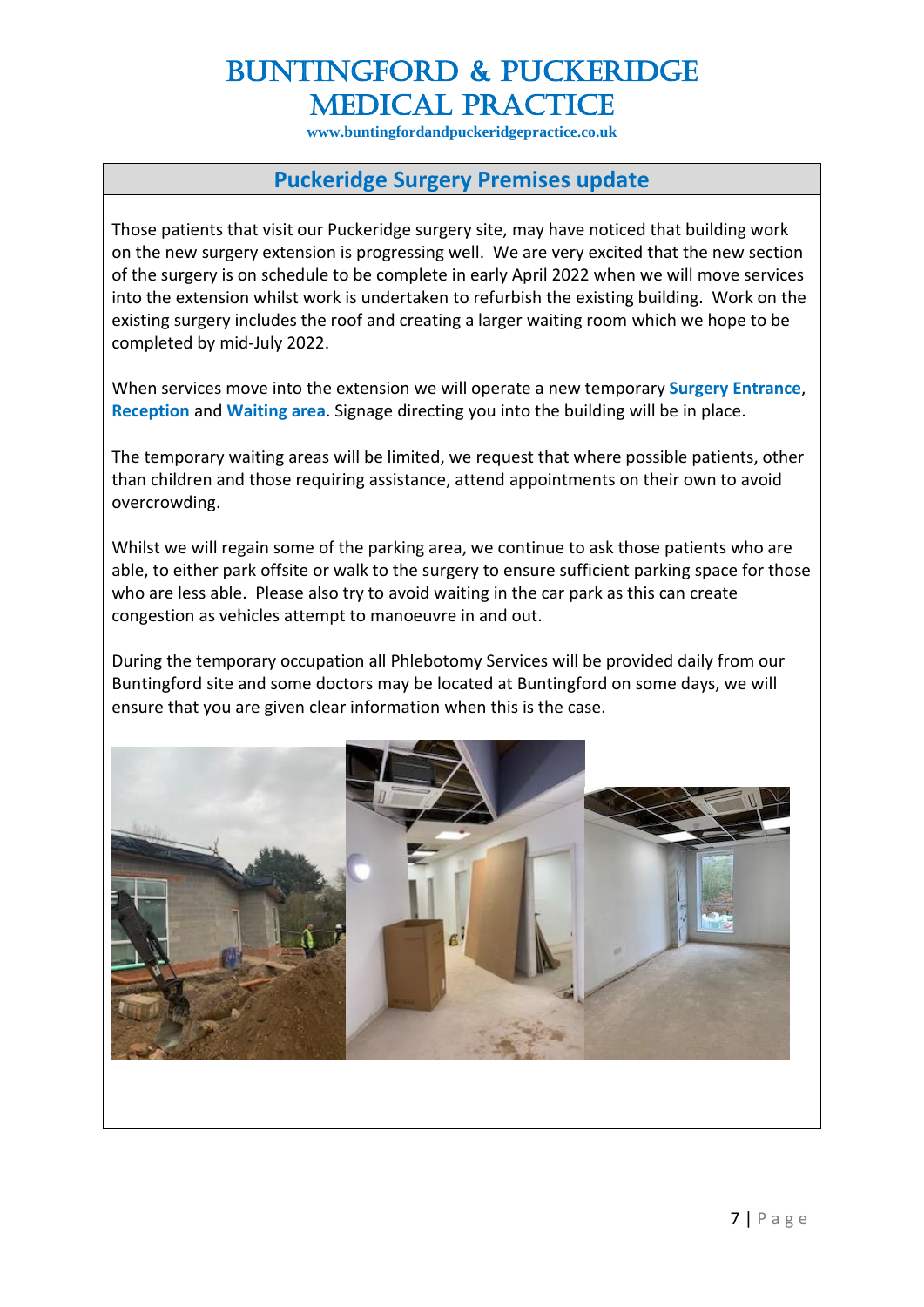## Puckeridge Surgery Premises update

Those patients that visit our Puckeridge surgery site, may have noticed that building work on the new surgery extension is progressing well. We are very excited that the new section of the surgery is on schedule to be complete in early April 2022 when we will move services into the extension whilst work is undertaken to refurbish the existing building. Work on the existing surgery includes the roof and creating a larger waiting room which we hope to be completed by mid-July 2022.

When services move into the extension we will operate a new temporary **Surgery Entrance**, **Reception** and **Waiting area**. Signage directing you into the building will be in place.

The temporary waiting areas will be limited, we request that where possible patients, other than children and those requiring assistance, attend appointments on their own to avoid overcrowding.

Whilst we will regain some of the parking area, we continue to ask those patients who are able, to either park offsite or walk to the surgery to ensure sufficient parking space for those who are less able. Please also try to avoid waiting in the car park as this can create congestion as vehicles attempt to manoeuvre in and out.

During the temporary occupation all Phlebotomy Services will be provided daily from our Buntingford site and some doctors may be located at Buntingford on some days, we will ensure that you are given clear information when this is the case.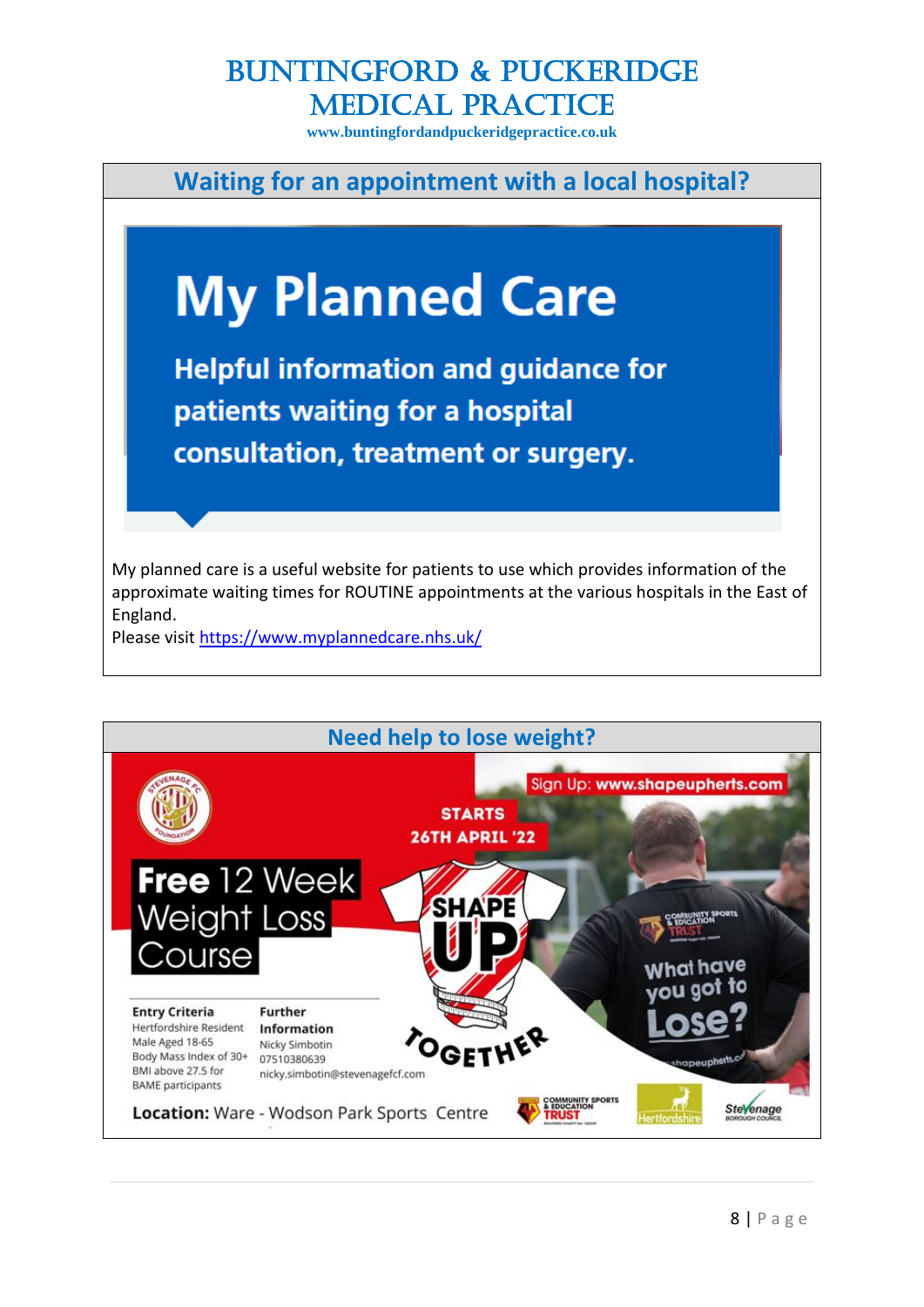# BUNTINGFORD & PUCKERIDGE MEDICAL PRACTICE

www.buntingfordandpuckeridgepractice.co.uk

## Waiting for an appointment with a local hospital?

# My Planned Care

**Helpful information and guidance for patients waiting for a hospital consultation, treatment or surgery.**

My planned care is a useful website for patients to use which provides information of the approximate waiting times for ROUTINE appointments at the various hospitals in the East of England.

Please visit https://www.myplannedcare.nhs.uk/

## Need help to lose weight?

Sign Up: **www.shapeupherts.com**

**STARTS 26TH APRIL '22**

**Free** 12 Week Weight Loss Course

**SHAPE UP TOGETHER**

What have you got to Lose?

**Entry Criteria**
Hertfordshire Resident
Male Aged 18-65
Body Mass Index of 30+
BMI above 27.5 for BAME participants

**Further Information**
Nicky Simbotin
07510380639
nicky.simbotin@stevenagefcf.com

**Location:** Ware - Wodson Park Sports Centre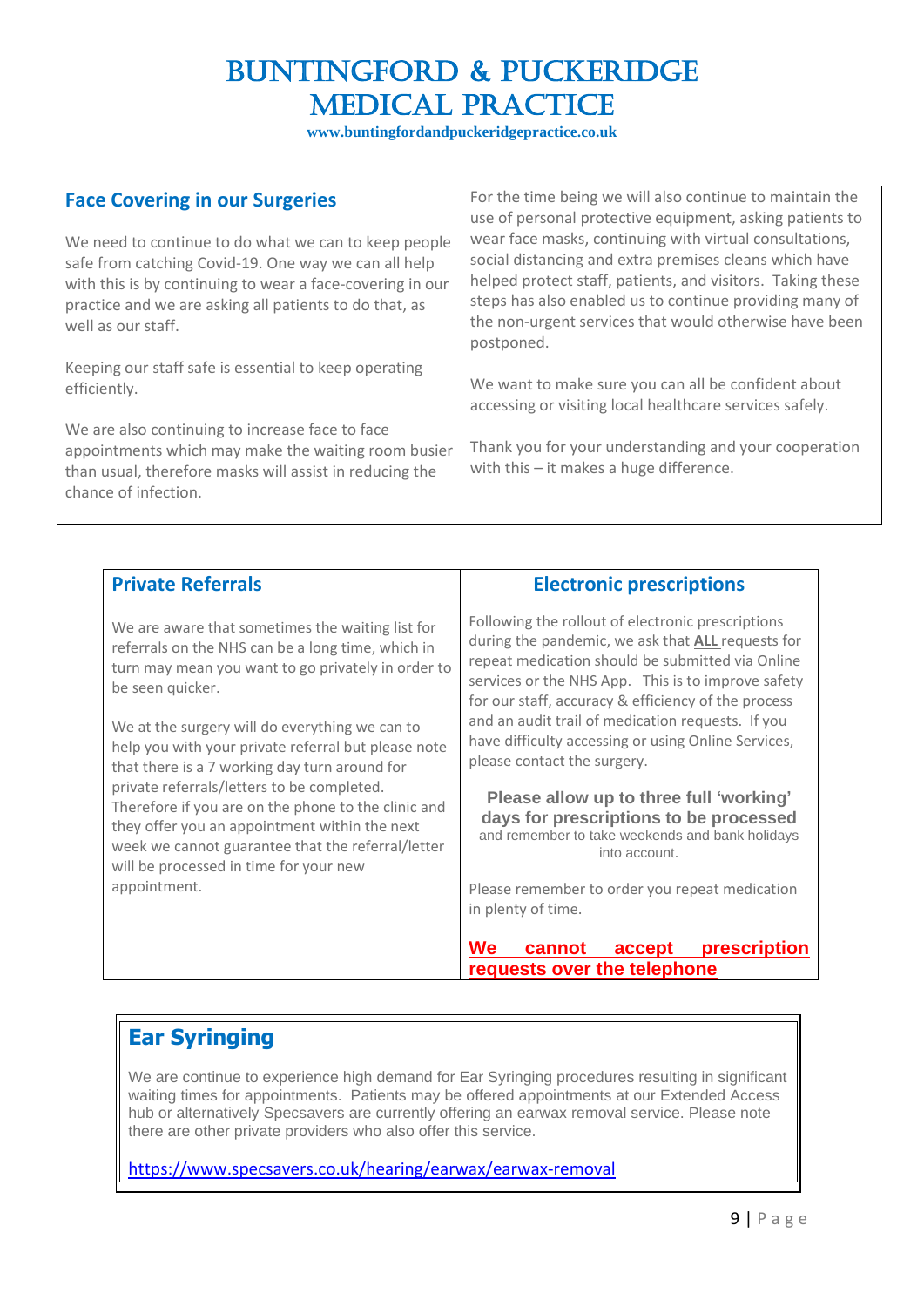# BUNTINGFORD & PUCKERIDGE MEDICAL PRACTICE

**www.buntingfordandpuckeridgepractice.co.uk**

## Face Covering in our Surgeries

We need to continue to do what we can to keep people safe from catching Covid-19. One way we can all help with this is by continuing to wear a face-covering in our practice and we are asking all patients to do that, as well as our staff.

Keeping our staff safe is essential to keep operating efficiently.

We are also continuing to increase face to face appointments which may make the waiting room busier than usual, therefore masks will assist in reducing the chance of infection.

For the time being we will also continue to maintain the use of personal protective equipment, asking patients to wear face masks, continuing with virtual consultations, social distancing and extra premises cleans which have helped protect staff, patients, and visitors. Taking these steps has also enabled us to continue providing many of the non-urgent services that would otherwise have been postponed.

We want to make sure you can all be confident about accessing or visiting local healthcare services safely.

Thank you for your understanding and your cooperation with this – it makes a huge difference.

## Private Referrals

We are aware that sometimes the waiting list for referrals on the NHS can be a long time, which in turn may mean you want to go privately in order to be seen quicker.

We at the surgery will do everything we can to help you with your private referral but please note that there is a 7 working day turn around for private referrals/letters to be completed. Therefore if you are on the phone to the clinic and they offer you an appointment within the next week we cannot guarantee that the referral/letter will be processed in time for your new appointment.

## Electronic prescriptions

Following the rollout of electronic prescriptions during the pandemic, we ask that **ALL** requests for repeat medication should be submitted via Online services or the NHS App. This is to improve safety for our staff, accuracy & efficiency of the process and an audit trail of medication requests. If you have difficulty accessing or using Online Services, please contact the surgery.

**Please allow up to three full 'working' days for prescriptions to be processed**
and remember to take weekends and bank holidays into account.

Please remember to order you repeat medication in plenty of time.

**We cannot accept prescription requests over the telephone**

## Ear Syringing

We are continue to experience high demand for Ear Syringing procedures resulting in significant waiting times for appointments. Patients may be offered appointments at our Extended Access hub or alternatively Specsavers are currently offering an earwax removal service. Please note there are other private providers who also offer this service.

https://www.specsavers.co.uk/hearing/earwax/earwax-removal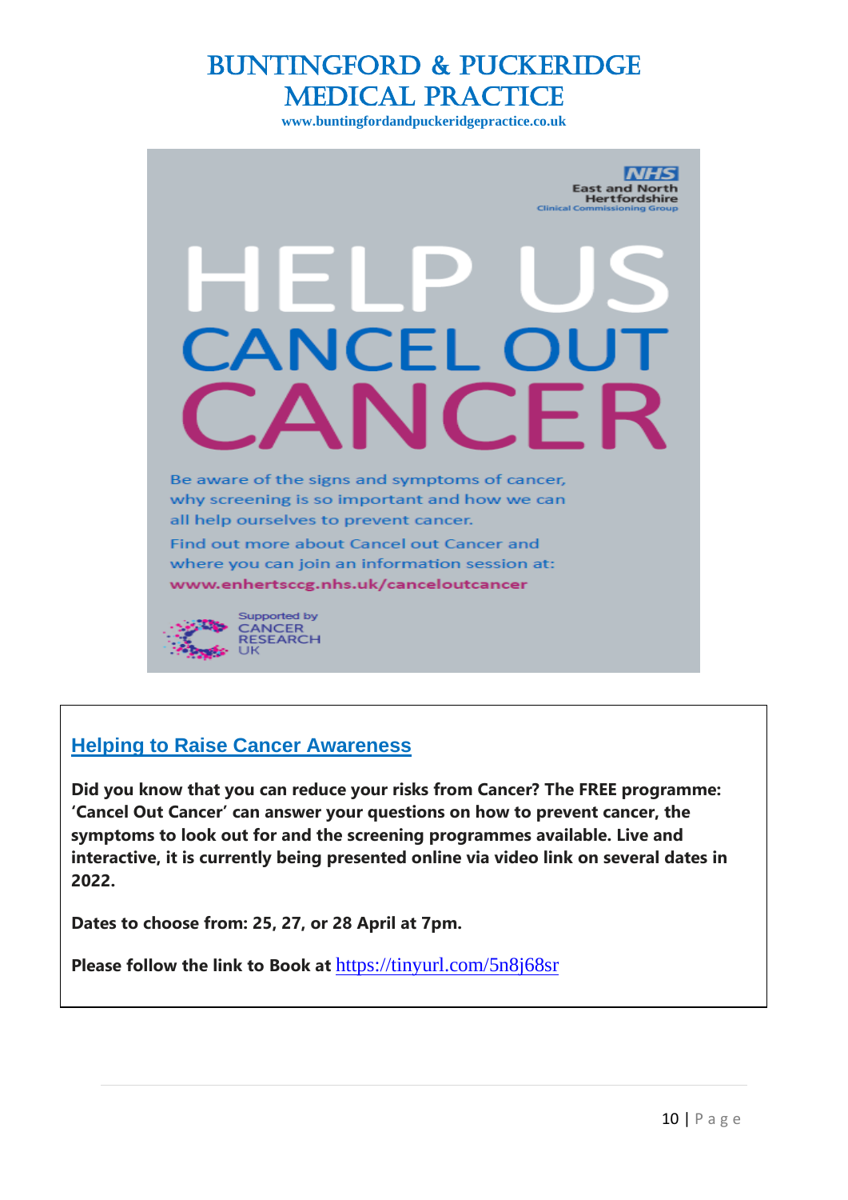# BUNTINGFORD & PUCKERIDGE MEDICAL PRACTICE

**www.buntingfordandpuckeridgepractice.co.uk**

NHS
East and North Hertfordshire
Clinical Commissioning Group

# HELP US CANCEL OUT CANCER

Be aware of the signs and symptoms of cancer, why screening is so important and how we can all help ourselves to prevent cancer.

Find out more about Cancel out Cancer and where you can join an information session at:
**www.enhertsccg.nhs.uk/canceloutcancer**

Supported by CANCER RESEARCH UK

## Helping to Raise Cancer Awareness

**Did you know that you can reduce your risks from Cancer? The FREE programme: 'Cancel Out Cancer' can answer your questions on how to prevent cancer, the symptoms to look out for and the screening programmes available. Live and interactive, it is currently being presented online via video link on several dates in 2022.**

**Dates to choose from: 25, 27, or 28 April at 7pm.**

**Please follow the link to Book at** https://tinyurl.com/5n8j68sr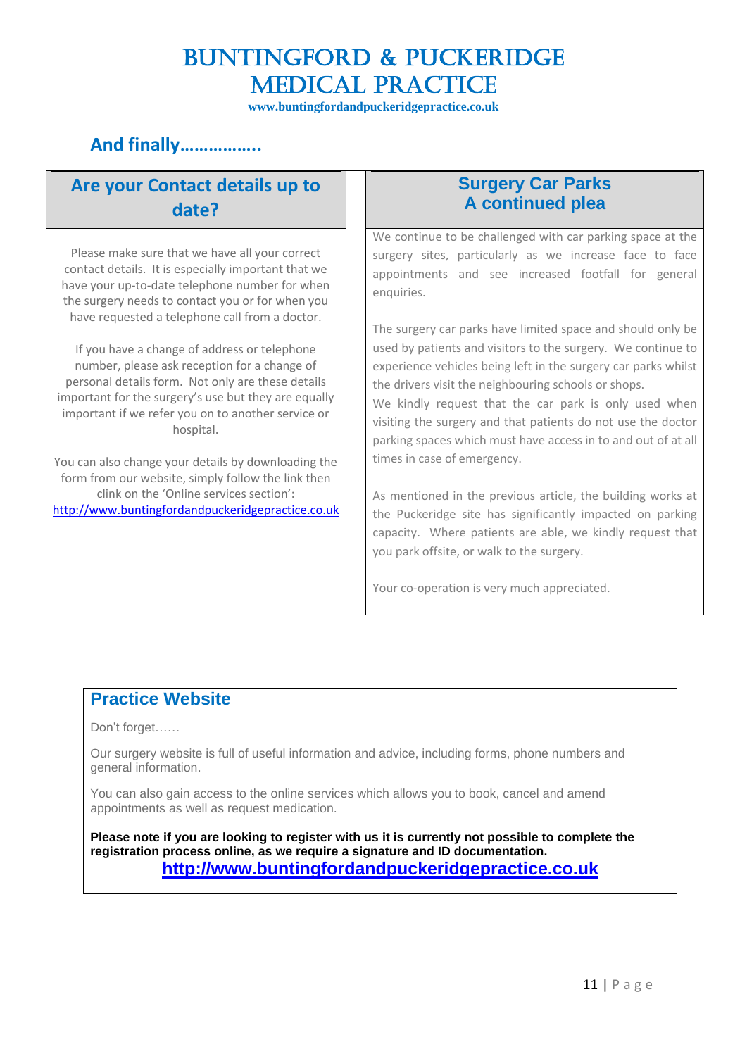# BUNTINGFORD & PUCKERIDGE MEDICAL PRACTICE

**www.buntingfordandpuckeridgepractice.co.uk**

## And finally……………..

### Are your Contact details up to date?

Please make sure that we have all your correct contact details. It is especially important that we have your up-to-date telephone number for when the surgery needs to contact you or for when you have requested a telephone call from a doctor.

If you have a change of address or telephone number, please ask reception for a change of personal details form. Not only are these details important for the surgery's use but they are equally important if we refer you on to another service or hospital.

You can also change your details by downloading the form from our website, simply follow the link then clink on the 'Online services section': http://www.buntingfordandpuckeridgepractice.co.uk

### Surgery Car Parks A continued plea

We continue to be challenged with car parking space at the surgery sites, particularly as we increase face to face appointments and see increased footfall for general enquiries.

The surgery car parks have limited space and should only be used by patients and visitors to the surgery. We continue to experience vehicles being left in the surgery car parks whilst the drivers visit the neighbouring schools or shops.
We kindly request that the car park is only used when visiting the surgery and that patients do not use the doctor parking spaces which must have access in to and out of at all times in case of emergency.

As mentioned in the previous article, the building works at the Puckeridge site has significantly impacted on parking capacity. Where patients are able, we kindly request that you park offsite, or walk to the surgery.

Your co-operation is very much appreciated.

### Practice Website

Don't forget……

Our surgery website is full of useful information and advice, including forms, phone numbers and general information.

You can also gain access to the online services which allows you to book, cancel and amend appointments as well as request medication.

**Please note if you are looking to register with us it is currently not possible to complete the registration process online, as we require a signature and ID documentation.**

**http://www.buntingfordandpuckeridgepractice.co.uk**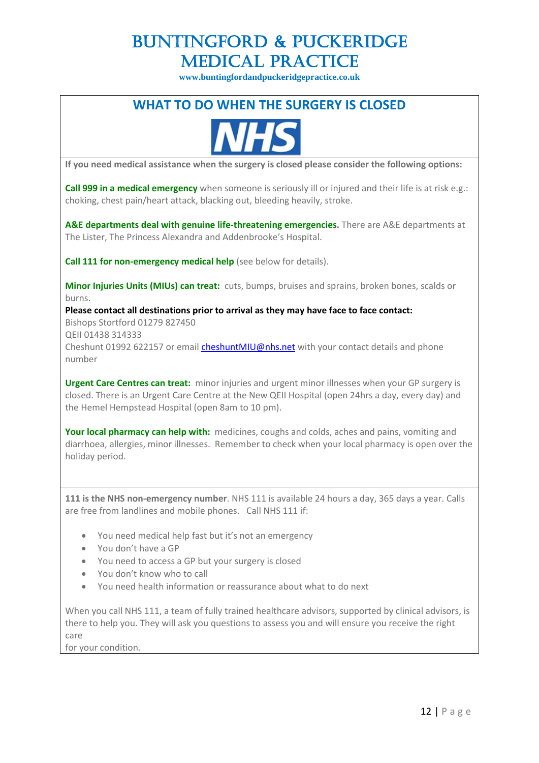# BUNTINGFORD & PUCKERIDGE MEDICAL PRACTICE

**www.buntingfordandpuckeridgepractice.co.uk**

## WHAT TO DO WHEN THE SURGERY IS CLOSED

NHS

**If you need medical assistance when the surgery is closed please consider the following options:**

**Call 999 in a medical emergency** when someone is seriously ill or injured and their life is at risk e.g.: choking, chest pain/heart attack, blacking out, bleeding heavily, stroke.

**A&E departments deal with genuine life-threatening emergencies.** There are A&E departments at The Lister, The Princess Alexandra and Addenbrooke's Hospital.

**Call 111 for non-emergency medical help** (see below for details).

**Minor Injuries Units (MIUs) can treat:** cuts, bumps, bruises and sprains, broken bones, scalds or burns.

**Please contact all destinations prior to arrival as they may have face to face contact:**

Bishops Stortford 01279 827450

QEII 01438 314333

Cheshunt 01992 622157 or email cheshuntMIU@nhs.net with your contact details and phone number

**Urgent Care Centres can treat:** minor injuries and urgent minor illnesses when your GP surgery is closed. There is an Urgent Care Centre at the New QEII Hospital (open 24hrs a day, every day) and the Hemel Hempstead Hospital (open 8am to 10 pm).

**Your local pharmacy can help with:** medicines, coughs and colds, aches and pains, vomiting and diarrhoea, allergies, minor illnesses. Remember to check when your local pharmacy is open over the holiday period.

**111 is the NHS non-emergency number**. NHS 111 is available 24 hours a day, 365 days a year. Calls are free from landlines and mobile phones. Call NHS 111 if:

- You need medical help fast but it's not an emergency
- You don't have a GP
- You need to access a GP but your surgery is closed
- You don't know who to call
- You need health information or reassurance about what to do next

When you call NHS 111, a team of fully trained healthcare advisors, supported by clinical advisors, is there to help you. They will ask you questions to assess you and will ensure you receive the right care for your condition.